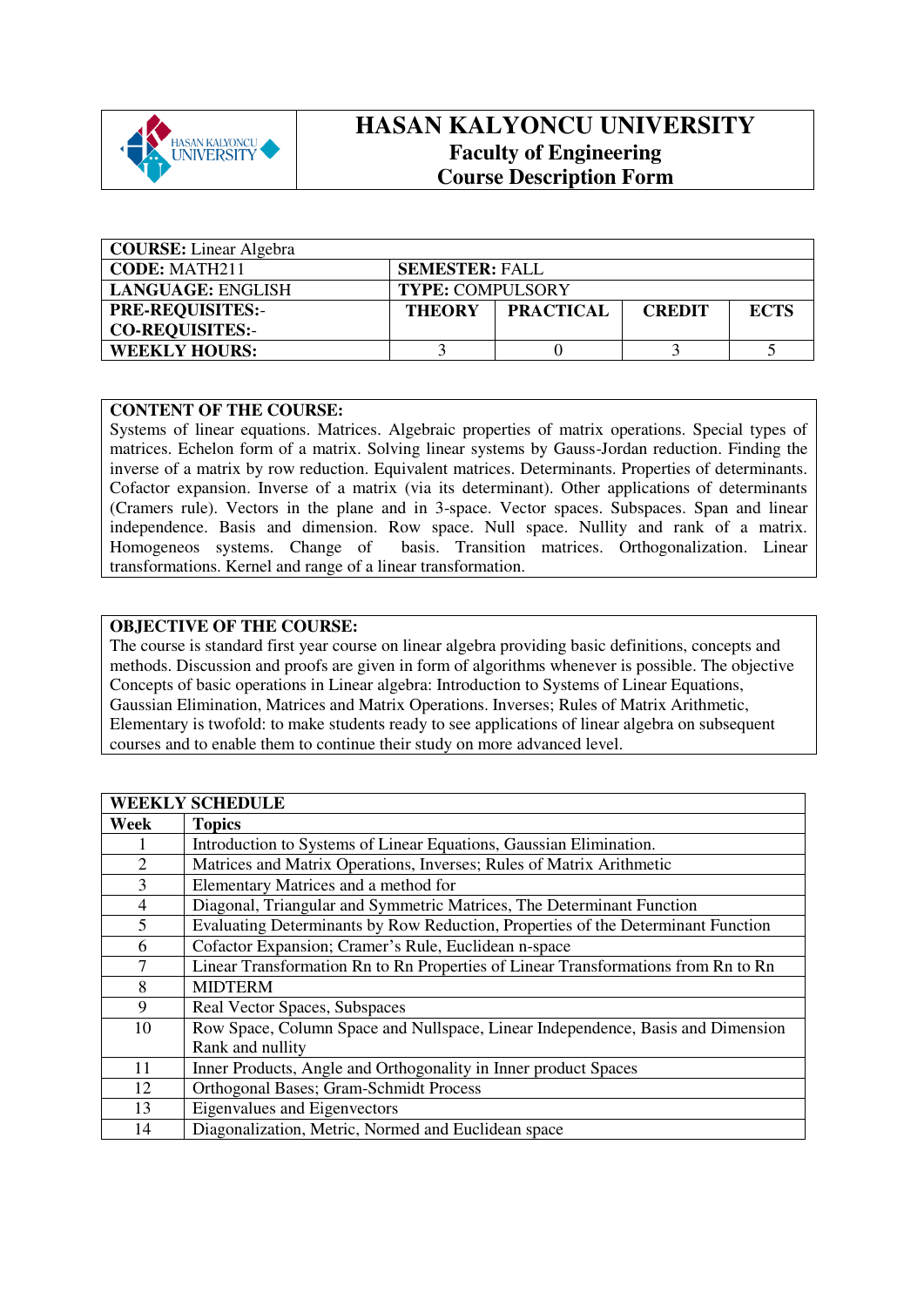# HASAN KALYONCU UNIVERSITY

## Faculty of Engineering

## Course Description Form

| **COURSE:** Linear Algebra | | | | |
|---|---|---|---|---|
| **CODE:** MATH211 | **SEMESTER:** FALL | | | |
| **LANGUAGE:** ENGLISH | **TYPE:** COMPULSORY | | | |
| **PRE-REQUISITES:**- **CO-REQUISITES:**- | **THEORY** | **PRACTICAL** | **CREDIT** | **ECTS** |
| **WEEKLY HOURS:** | 3 | 0 | 3 | 5 |

**CONTENT OF THE COURSE:**

Systems of linear equations. Matrices. Algebraic properties of matrix operations. Special types of matrices. Echelon form of a matrix. Solving linear systems by Gauss-Jordan reduction. Finding the inverse of a matrix by row reduction. Equivalent matrices. Determinants. Properties of determinants. Cofactor expansion. Inverse of a matrix (via its determinant). Other applications of determinants (Cramers rule). Vectors in the plane and in 3-space. Vector spaces. Subspaces. Span and linear independence. Basis and dimension. Row space. Null space. Nullity and rank of a matrix. Homogeneos systems. Change of basis. Transition matrices. Orthogonalization. Linear transformations. Kernel and range of a linear transformation.

**OBJECTIVE OF THE COURSE:**

The course is standard first year course on linear algebra providing basic definitions, concepts and methods. Discussion and proofs are given in form of algorithms whenever is possible. The objective Concepts of basic operations in Linear algebra: Introduction to Systems of Linear Equations, Gaussian Elimination, Matrices and Matrix Operations. Inverses; Rules of Matrix Arithmetic, Elementary is twofold: to make students ready to see applications of linear algebra on subsequent courses and to enable them to continue their study on more advanced level.

| **WEEKLY SCHEDULE** | |
|---|---|
| **Week** | **Topics** |
| 1 | Introduction to Systems of Linear Equations, Gaussian Elimination. |
| 2 | Matrices and Matrix Operations, Inverses; Rules of Matrix Arithmetic |
| 3 | Elementary Matrices and a method for |
| 4 | Diagonal, Triangular and Symmetric Matrices, The Determinant Function |
| 5 | Evaluating Determinants by Row Reduction, Properties of the Determinant Function |
| 6 | Cofactor Expansion; Cramer's Rule, Euclidean n-space |
| 7 | Linear Transformation Rn to Rn Properties of Linear Transformations from Rn to Rn |
| 8 | MIDTERM |
| 9 | Real Vector Spaces, Subspaces |
| 10 | Row Space, Column Space and Nullspace, Linear Independence, Basis and Dimension Rank and nullity |
| 11 | Inner Products, Angle and Orthogonality in Inner product Spaces |
| 12 | Orthogonal Bases; Gram-Schmidt Process |
| 13 | Eigenvalues and Eigenvectors |
| 14 | Diagonalization, Metric, Normed and Euclidean space |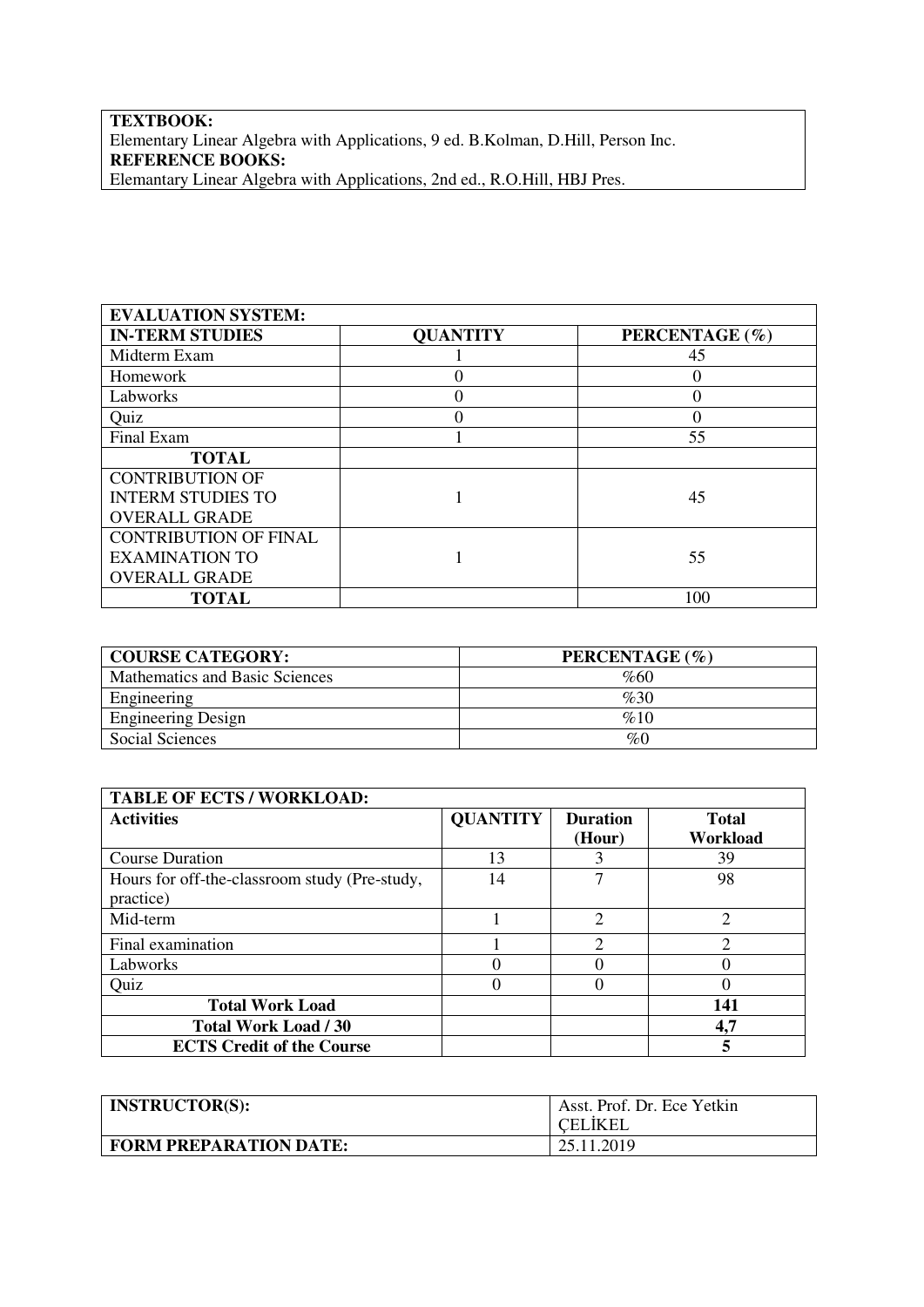| **TEXTBOOK:** |
|---|
| Elementary Linear Algebra with Applications, 9 ed. B.Kolman, D.Hill, Person Inc. |
| **REFERENCE BOOKS:** |
| Elemantary Linear Algebra with Applications, 2nd ed., R.O.Hill, HBJ Pres. |

| **EVALUATION SYSTEM:** | | |
|---|---|---|
| **IN-TERM STUDIES** | **QUANTITY** | **PERCENTAGE (%)** |
| Midterm Exam | 1 | 45 |
| Homework | 0 | 0 |
| Labworks | 0 | 0 |
| Quiz | 0 | 0 |
| Final Exam | 1 | 55 |
| **TOTAL** | | |
| CONTRIBUTION OF INTERM STUDIES TO OVERALL GRADE | 1 | 45 |
| CONTRIBUTION OF FINAL EXAMINATION TO OVERALL GRADE | 1 | 55 |
| **TOTAL** | | 100 |

| **COURSE CATEGORY:** | **PERCENTAGE (%)** |
|---|---|
| Mathematics and Basic Sciences | %60 |
| Engineering | %30 |
| Engineering Design | %10 |
| Social Sciences | %0 |

| **TABLE OF ECTS / WORKLOAD:** | | | |
|---|---|---|---|
| **Activities** | **QUANTITY** | **Duration (Hour)** | **Total Workload** |
| Course Duration | 13 | 3 | 39 |
| Hours for off-the-classroom study (Pre-study, practice) | 14 | 7 | 98 |
| Mid-term | 1 | 2 | 2 |
| Final examination | 1 | 2 | 2 |
| Labworks | 0 | 0 | 0 |
| Quiz | 0 | 0 | 0 |
| **Total Work Load** | | | **141** |
| **Total Work Load / 30** | | | **4,7** |
| **ECTS Credit of the Course** | | | **5** |

| **INSTRUCTOR(S):** | Asst. Prof. Dr. Ece Yetkin ÇELİKEL |
|---|---|
| **FORM PREPARATION DATE:** | 25.11.2019 |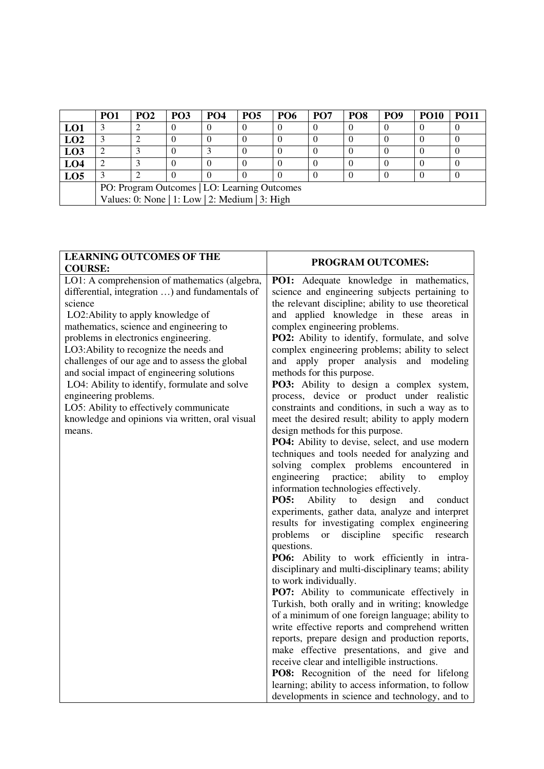| | PO1 | PO2 | PO3 | PO4 | PO5 | PO6 | PO7 | PO8 | PO9 | PO10 | PO11 |
|---|---|---|---|---|---|---|---|---|---|---|---|
| **LO1** | 3 | 2 | 0 | 0 | 0 | 0 | 0 | 0 | 0 | 0 | 0 |
| **LO2** | 3 | 2 | 0 | 0 | 0 | 0 | 0 | 0 | 0 | 0 | 0 |
| **LO3** | 2 | 3 | 0 | 3 | 0 | 0 | 0 | 0 | 0 | 0 | 0 |
| **LO4** | 2 | 3 | 0 | 0 | 0 | 0 | 0 | 0 | 0 | 0 | 0 |
| **LO5** | 3 | 2 | 0 | 0 | 0 | 0 | 0 | 0 | 0 | 0 | 0 |
| | PO: Program Outcomes \| LO: Learning Outcomes<br>Values: 0: None \| 1: Low \| 2: Medium \| 3: High | | | | | | | | | | |

| **LEARNING OUTCOMES OF THE COURSE:** | **PROGRAM OUTCOMES:** |
|---|---|
| LO1: A comprehension of mathematics (algebra, differential, integration …) and fundamentals of science<br>LO2:Ability to apply knowledge of mathematics, science and engineering to problems in electronics engineering.<br>LO3:Ability to recognize the needs and challenges of our age and to assess the global and social impact of engineering solutions<br>LO4: Ability to identify, formulate and solve engineering problems.<br>LO5: Ability to effectively communicate knowledge and opinions via written, oral visual means. | **PO1:** Adequate knowledge in mathematics, science and engineering subjects pertaining to the relevant discipline; ability to use theoretical and applied knowledge in these areas in complex engineering problems.<br>**PO2:** Ability to identify, formulate, and solve complex engineering problems; ability to select and apply proper analysis and modeling methods for this purpose.<br>**PO3:** Ability to design a complex system, process, device or product under realistic constraints and conditions, in such a way as to meet the desired result; ability to apply modern design methods for this purpose.<br>**PO4:** Ability to devise, select, and use modern techniques and tools needed for analyzing and solving complex problems encountered in engineering practice; ability to employ information technologies effectively.<br>**PO5:** Ability to design and conduct experiments, gather data, analyze and interpret results for investigating complex engineering problems or discipline specific research questions.<br>**PO6:** Ability to work efficiently in intra-disciplinary and multi-disciplinary teams; ability to work individually.<br>**PO7:** Ability to communicate effectively in Turkish, both orally and in writing; knowledge of a minimum of one foreign language; ability to write effective reports and comprehend written reports, prepare design and production reports, make effective presentations, and give and receive clear and intelligible instructions.<br>**PO8:** Recognition of the need for lifelong learning; ability to access information, to follow developments in science and technology, and to |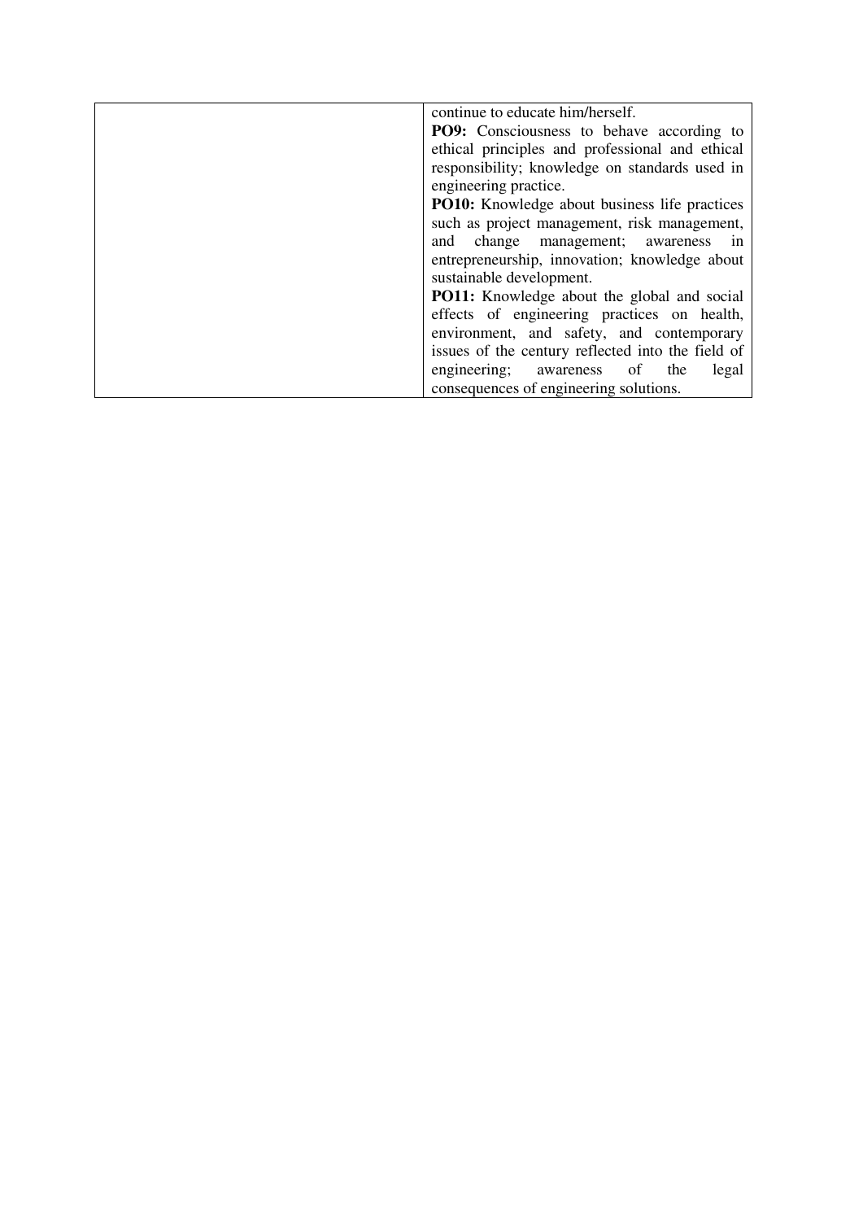| | |
|---|---|
| | continue to educate him/herself.<br>**PO9:** Consciousness to behave according to ethical principles and professional and ethical responsibility; knowledge on standards used in engineering practice.<br>**PO10:** Knowledge about business life practices such as project management, risk management, and change management; awareness in entrepreneurship, innovation; knowledge about sustainable development.<br>**PO11:** Knowledge about the global and social effects of engineering practices on health, environment, and safety, and contemporary issues of the century reflected into the field of engineering; awareness of the legal consequences of engineering solutions. |